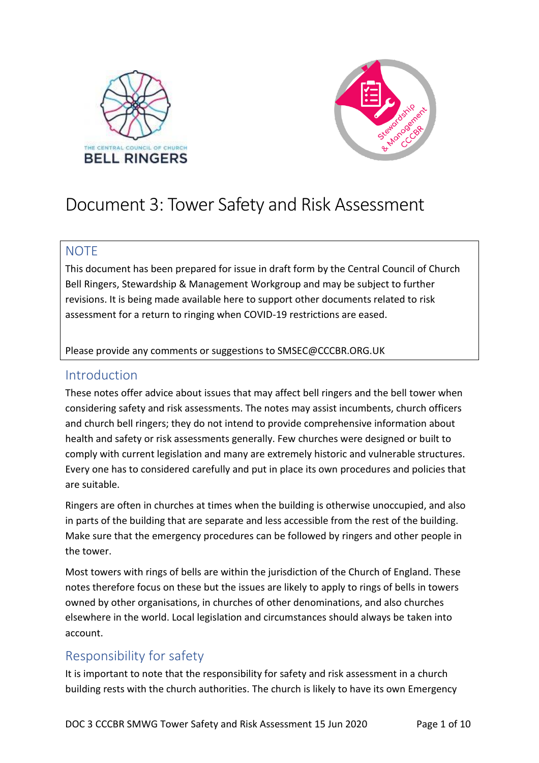# Document 3: Tower Safety and Risk Assessment

## NOTE

This document has been prepared for issue in draft form by the Central Council of Church Bell Ringers, Stewardship & Management Workgroup and may be subject to further revisions. It is being made available here to support other documents related to risk assessment for a return to ringing when COVID-19 restrictions are eased.

Please provide any comments or suggestions to SMSEC@CCCBR.ORG.UK

## Introduction

These notes offer advice about issues that may affect bell ringers and the bell tower when considering safety and risk assessments. The notes may assist incumbents, church officers and church bell ringers; they do not intend to provide comprehensive information about health and safety or risk assessments generally. Few churches were designed or built to comply with current legislation and many are extremely historic and vulnerable structures. Every one has to considered carefully and put in place its own procedures and policies that are suitable.

Ringers are often in churches at times when the building is otherwise unoccupied, and also in parts of the building that are separate and less accessible from the rest of the building. Make sure that the emergency procedures can be followed by ringers and other people in the tower.

Most towers with rings of bells are within the jurisdiction of the Church of England. These notes therefore focus on these but the issues are likely to apply to rings of bells in towers owned by other organisations, in churches of other denominations, and also churches elsewhere in the world. Local legislation and circumstances should always be taken into account.

## Responsibility for safety

It is important to note that the responsibility for safety and risk assessment in a church building rests with the church authorities. The church is likely to have its own Emergency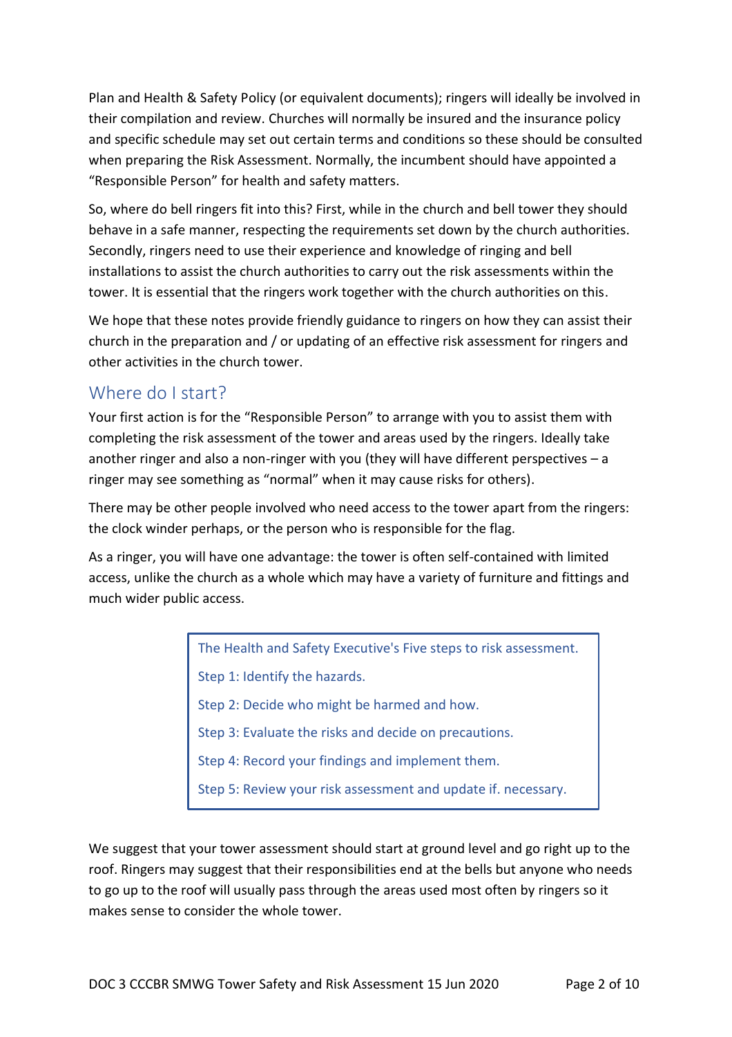Plan and Health & Safety Policy (or equivalent documents); ringers will ideally be involved in their compilation and review. Churches will normally be insured and the insurance policy and specific schedule may set out certain terms and conditions so these should be consulted when preparing the Risk Assessment. Normally, the incumbent should have appointed a "Responsible Person" for health and safety matters.

So, where do bell ringers fit into this? First, while in the church and bell tower they should behave in a safe manner, respecting the requirements set down by the church authorities. Secondly, ringers need to use their experience and knowledge of ringing and bell installations to assist the church authorities to carry out the risk assessments within the tower. It is essential that the ringers work together with the church authorities on this.

We hope that these notes provide friendly guidance to ringers on how they can assist their church in the preparation and / or updating of an effective risk assessment for ringers and other activities in the church tower.

## Where do I start?

Your first action is for the "Responsible Person" to arrange with you to assist them with completing the risk assessment of the tower and areas used by the ringers. Ideally take another ringer and also a non-ringer with you (they will have different perspectives – a ringer may see something as "normal" when it may cause risks for others).

There may be other people involved who need access to the tower apart from the ringers: the clock winder perhaps, or the person who is responsible for the flag.

As a ringer, you will have one advantage: the tower is often self-contained with limited access, unlike the church as a whole which may have a variety of furniture and fittings and much wider public access.

> The Health and Safety Executive's Five steps to risk assessment.
>
> Step 1: Identify the hazards.
>
> Step 2: Decide who might be harmed and how.
>
> Step 3: Evaluate the risks and decide on precautions.
>
> Step 4: Record your findings and implement them.
>
> Step 5: Review your risk assessment and update if. necessary.

We suggest that your tower assessment should start at ground level and go right up to the roof. Ringers may suggest that their responsibilities end at the bells but anyone who needs to go up to the roof will usually pass through the areas used most often by ringers so it makes sense to consider the whole tower.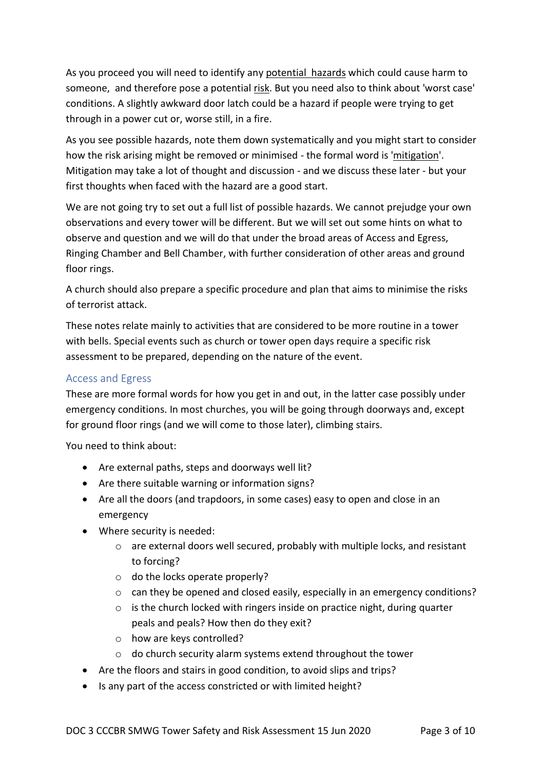As you proceed you will need to identify any potential hazards which could cause harm to someone, and therefore pose a potential risk. But you need also to think about 'worst case' conditions. A slightly awkward door latch could be a hazard if people were trying to get through in a power cut or, worse still, in a fire.

As you see possible hazards, note them down systematically and you might start to consider how the risk arising might be removed or minimised - the formal word is 'mitigation'. Mitigation may take a lot of thought and discussion - and we discuss these later - but your first thoughts when faced with the hazard are a good start.

We are not going try to set out a full list of possible hazards. We cannot prejudge your own observations and every tower will be different. But we will set out some hints on what to observe and question and we will do that under the broad areas of Access and Egress, Ringing Chamber and Bell Chamber, with further consideration of other areas and ground floor rings.

A church should also prepare a specific procedure and plan that aims to minimise the risks of terrorist attack.

These notes relate mainly to activities that are considered to be more routine in a tower with bells. Special events such as church or tower open days require a specific risk assessment to be prepared, depending on the nature of the event.

## Access and Egress

These are more formal words for how you get in and out, in the latter case possibly under emergency conditions. In most churches, you will be going through doorways and, except for ground floor rings (and we will come to those later), climbing stairs.

You need to think about:

- Are external paths, steps and doorways well lit?
- Are there suitable warning or information signs?
- Are all the doors (and trapdoors, in some cases) easy to open and close in an emergency
- Where security is needed:
  - are external doors well secured, probably with multiple locks, and resistant to forcing?
  - do the locks operate properly?
  - can they be opened and closed easily, especially in an emergency conditions?
  - is the church locked with ringers inside on practice night, during quarter peals and peals? How then do they exit?
  - how are keys controlled?
  - do church security alarm systems extend throughout the tower
- Are the floors and stairs in good condition, to avoid slips and trips?
- Is any part of the access constricted or with limited height?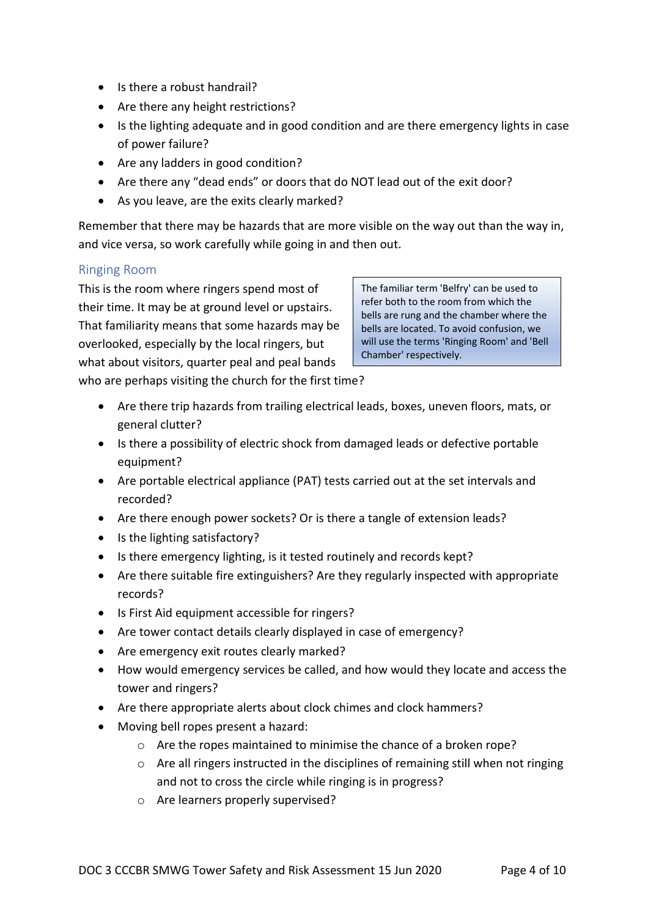- Is there a robust handrail?
- Are there any height restrictions?
- Is the lighting adequate and in good condition and are there emergency lights in case of power failure?
- Are any ladders in good condition?
- Are there any “dead ends” or doors that do NOT lead out of the exit door?
- As you leave, are the exits clearly marked?

Remember that there may be hazards that are more visible on the way out than the way in, and vice versa, so work carefully while going in and then out.

## Ringing Room

> The familiar term 'Belfry' can be used to refer both to the room from which the bells are rung and the chamber where the bells are located. To avoid confusion, we will use the terms 'Ringing Room' and 'Bell Chamber' respectively.

This is the room where ringers spend most of their time. It may be at ground level or upstairs. That familiarity means that some hazards may be overlooked, especially by the local ringers, but what about visitors, quarter peal and peal bands who are perhaps visiting the church for the first time?

- Are there trip hazards from trailing electrical leads, boxes, uneven floors, mats, or general clutter?
- Is there a possibility of electric shock from damaged leads or defective portable equipment?
- Are portable electrical appliance (PAT) tests carried out at the set intervals and recorded?
- Are there enough power sockets? Or is there a tangle of extension leads?
- Is the lighting satisfactory?
- Is there emergency lighting, is it tested routinely and records kept?
- Are there suitable fire extinguishers? Are they regularly inspected with appropriate records?
- Is First Aid equipment accessible for ringers?
- Are tower contact details clearly displayed in case of emergency?
- Are emergency exit routes clearly marked?
- How would emergency services be called, and how would they locate and access the tower and ringers?
- Are there appropriate alerts about clock chimes and clock hammers?
- Moving bell ropes present a hazard:
  - Are the ropes maintained to minimise the chance of a broken rope?
  - Are all ringers instructed in the disciplines of remaining still when not ringing and not to cross the circle while ringing is in progress?
  - Are learners properly supervised?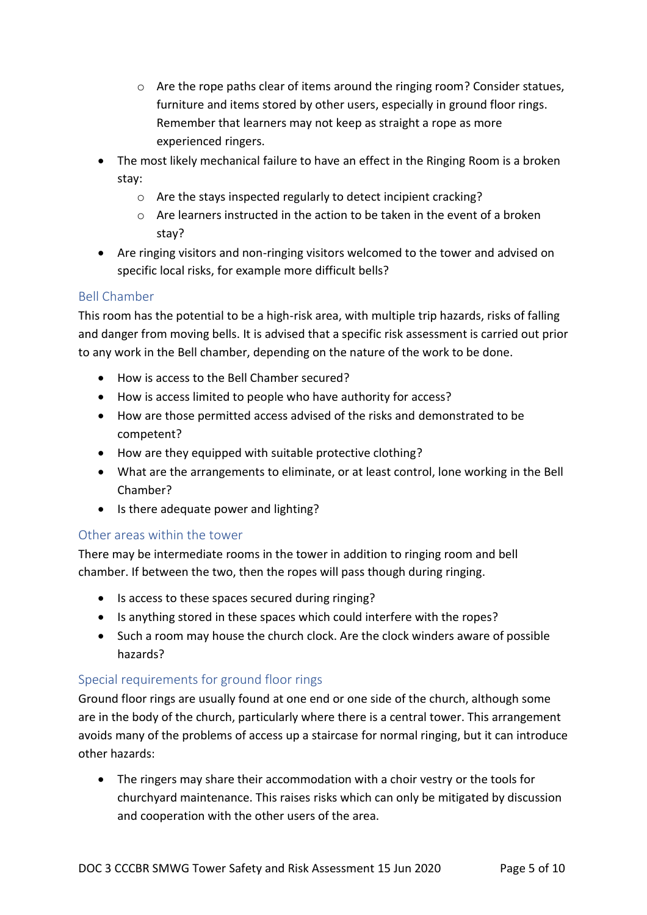- Are the rope paths clear of items around the ringing room? Consider statues, furniture and items stored by other users, especially in ground floor rings. Remember that learners may not keep as straight a rope as more experienced ringers.
- The most likely mechanical failure to have an effect in the Ringing Room is a broken stay:
  - Are the stays inspected regularly to detect incipient cracking?
  - Are learners instructed in the action to be taken in the event of a broken stay?
- Are ringing visitors and non-ringing visitors welcomed to the tower and advised on specific local risks, for example more difficult bells?

### Bell Chamber

This room has the potential to be a high-risk area, with multiple trip hazards, risks of falling and danger from moving bells. It is advised that a specific risk assessment is carried out prior to any work in the Bell chamber, depending on the nature of the work to be done.

- How is access to the Bell Chamber secured?
- How is access limited to people who have authority for access?
- How are those permitted access advised of the risks and demonstrated to be competent?
- How are they equipped with suitable protective clothing?
- What are the arrangements to eliminate, or at least control, lone working in the Bell Chamber?
- Is there adequate power and lighting?

### Other areas within the tower

There may be intermediate rooms in the tower in addition to ringing room and bell chamber. If between the two, then the ropes will pass though during ringing.

- Is access to these spaces secured during ringing?
- Is anything stored in these spaces which could interfere with the ropes?
- Such a room may house the church clock. Are the clock winders aware of possible hazards?

### Special requirements for ground floor rings

Ground floor rings are usually found at one end or one side of the church, although some are in the body of the church, particularly where there is a central tower. This arrangement avoids many of the problems of access up a staircase for normal ringing, but it can introduce other hazards:

- The ringers may share their accommodation with a choir vestry or the tools for churchyard maintenance. This raises risks which can only be mitigated by discussion and cooperation with the other users of the area.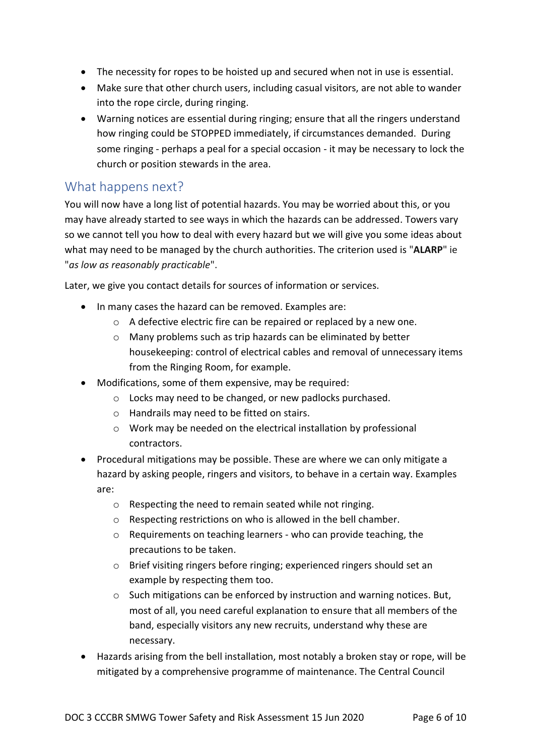- The necessity for ropes to be hoisted up and secured when not in use is essential.
- Make sure that other church users, including casual visitors, are not able to wander into the rope circle, during ringing.
- Warning notices are essential during ringing; ensure that all the ringers understand how ringing could be STOPPED immediately, if circumstances demanded. During some ringing - perhaps a peal for a special occasion - it may be necessary to lock the church or position stewards in the area.

## What happens next?

You will now have a long list of potential hazards. You may be worried about this, or you may have already started to see ways in which the hazards can be addressed. Towers vary so we cannot tell you how to deal with every hazard but we will give you some ideas about what may need to be managed by the church authorities. The criterion used is "**ALARP**" ie "*as low as reasonably practicable*".

Later, we give you contact details for sources of information or services.

- In many cases the hazard can be removed. Examples are:
  - A defective electric fire can be repaired or replaced by a new one.
  - Many problems such as trip hazards can be eliminated by better housekeeping: control of electrical cables and removal of unnecessary items from the Ringing Room, for example.
- Modifications, some of them expensive, may be required:
  - Locks may need to be changed, or new padlocks purchased.
  - Handrails may need to be fitted on stairs.
  - Work may be needed on the electrical installation by professional contractors.
- Procedural mitigations may be possible. These are where we can only mitigate a hazard by asking people, ringers and visitors, to behave in a certain way. Examples are:
  - Respecting the need to remain seated while not ringing.
  - Respecting restrictions on who is allowed in the bell chamber.
  - Requirements on teaching learners - who can provide teaching, the precautions to be taken.
  - Brief visiting ringers before ringing; experienced ringers should set an example by respecting them too.
  - Such mitigations can be enforced by instruction and warning notices. But, most of all, you need careful explanation to ensure that all members of the band, especially visitors any new recruits, understand why these are necessary.
- Hazards arising from the bell installation, most notably a broken stay or rope, will be mitigated by a comprehensive programme of maintenance. The Central Council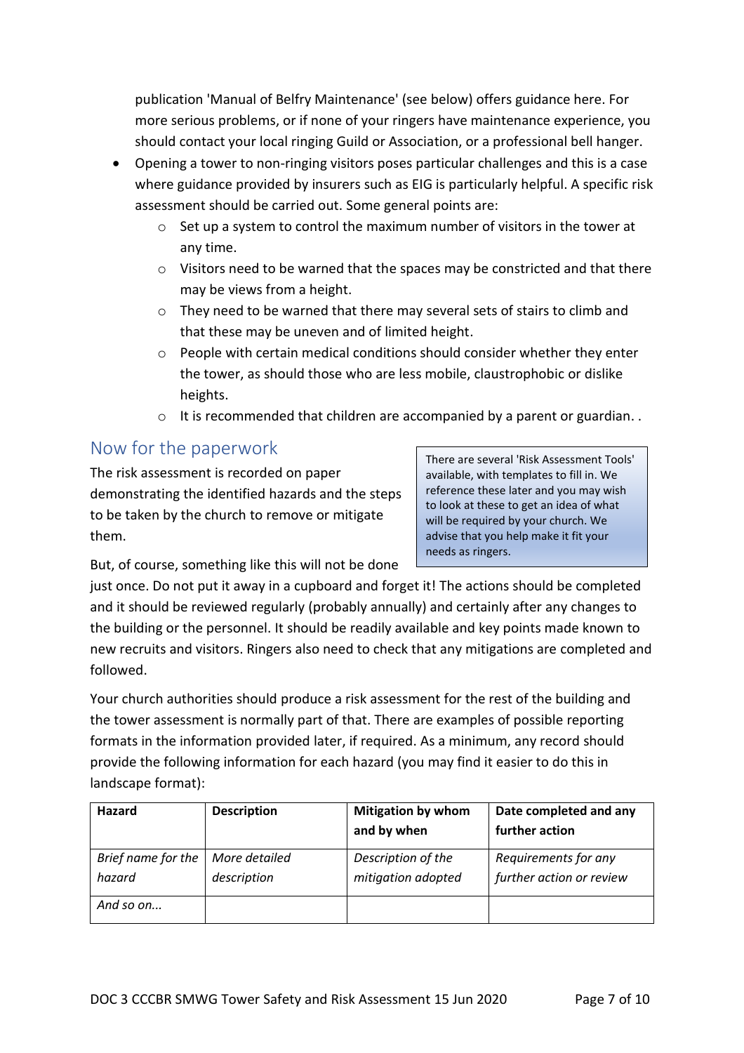publication 'Manual of Belfry Maintenance' (see below) offers guidance here. For more serious problems, or if none of your ringers have maintenance experience, you should contact your local ringing Guild or Association, or a professional bell hanger.

- Opening a tower to non-ringing visitors poses particular challenges and this is a case where guidance provided by insurers such as EIG is particularly helpful. A specific risk assessment should be carried out. Some general points are:
  - Set up a system to control the maximum number of visitors in the tower at any time.
  - Visitors need to be warned that the spaces may be constricted and that there may be views from a height.
  - They need to be warned that there may several sets of stairs to climb and that these may be uneven and of limited height.
  - People with certain medical conditions should consider whether they enter the tower, as should those who are less mobile, claustrophobic or dislike heights.
  - It is recommended that children are accompanied by a parent or guardian. .

## Now for the paperwork

The risk assessment is recorded on paper demonstrating the identified hazards and the steps to be taken by the church to remove or mitigate them.

> There are several 'Risk Assessment Tools' available, with templates to fill in. We reference these later and you may wish to look at these to get an idea of what will be required by your church. We advise that you help make it fit your needs as ringers.

But, of course, something like this will not be done just once. Do not put it away in a cupboard and forget it! The actions should be completed and it should be reviewed regularly (probably annually) and certainly after any changes to the building or the personnel. It should be readily available and key points made known to new recruits and visitors. Ringers also need to check that any mitigations are completed and followed.

Your church authorities should produce a risk assessment for the rest of the building and the tower assessment is normally part of that. There are examples of possible reporting formats in the information provided later, if required. As a minimum, any record should provide the following information for each hazard (you may find it easier to do this in landscape format):

| **Hazard** | **Description** | **Mitigation by whom and by when** | **Date completed and any further action** |
|---|---|---|---|
| *Brief name for the hazard* | *More detailed description* | *Description of the mitigation adopted* | *Requirements for any further action or review* |
| *And so on...* | | | |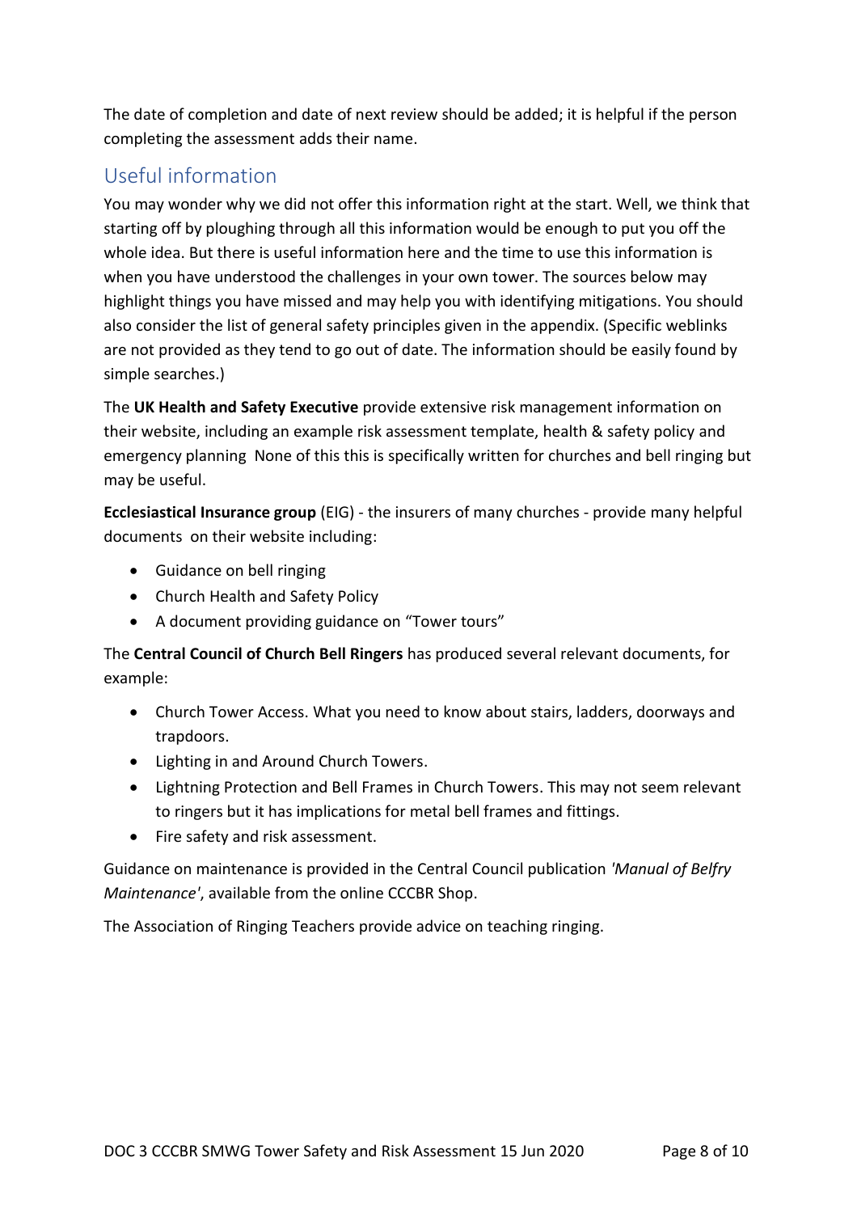The date of completion and date of next review should be added; it is helpful if the person completing the assessment adds their name.

## Useful information

You may wonder why we did not offer this information right at the start. Well, we think that starting off by ploughing through all this information would be enough to put you off the whole idea. But there is useful information here and the time to use this information is when you have understood the challenges in your own tower. The sources below may highlight things you have missed and may help you with identifying mitigations. You should also consider the list of general safety principles given in the appendix. (Specific weblinks are not provided as they tend to go out of date. The information should be easily found by simple searches.)

The **UK Health and Safety Executive** provide extensive risk management information on their website, including an example risk assessment template, health & safety policy and emergency planning None of this this is specifically written for churches and bell ringing but may be useful.

**Ecclesiastical Insurance group** (EIG) - the insurers of many churches - provide many helpful documents on their website including:

- Guidance on bell ringing
- Church Health and Safety Policy
- A document providing guidance on "Tower tours"

The **Central Council of Church Bell Ringers** has produced several relevant documents, for example:

- Church Tower Access. What you need to know about stairs, ladders, doorways and trapdoors.
- Lighting in and Around Church Towers.
- Lightning Protection and Bell Frames in Church Towers. This may not seem relevant to ringers but it has implications for metal bell frames and fittings.
- Fire safety and risk assessment.

Guidance on maintenance is provided in the Central Council publication *'Manual of Belfry Maintenance'*, available from the online CCCBR Shop.

The Association of Ringing Teachers provide advice on teaching ringing.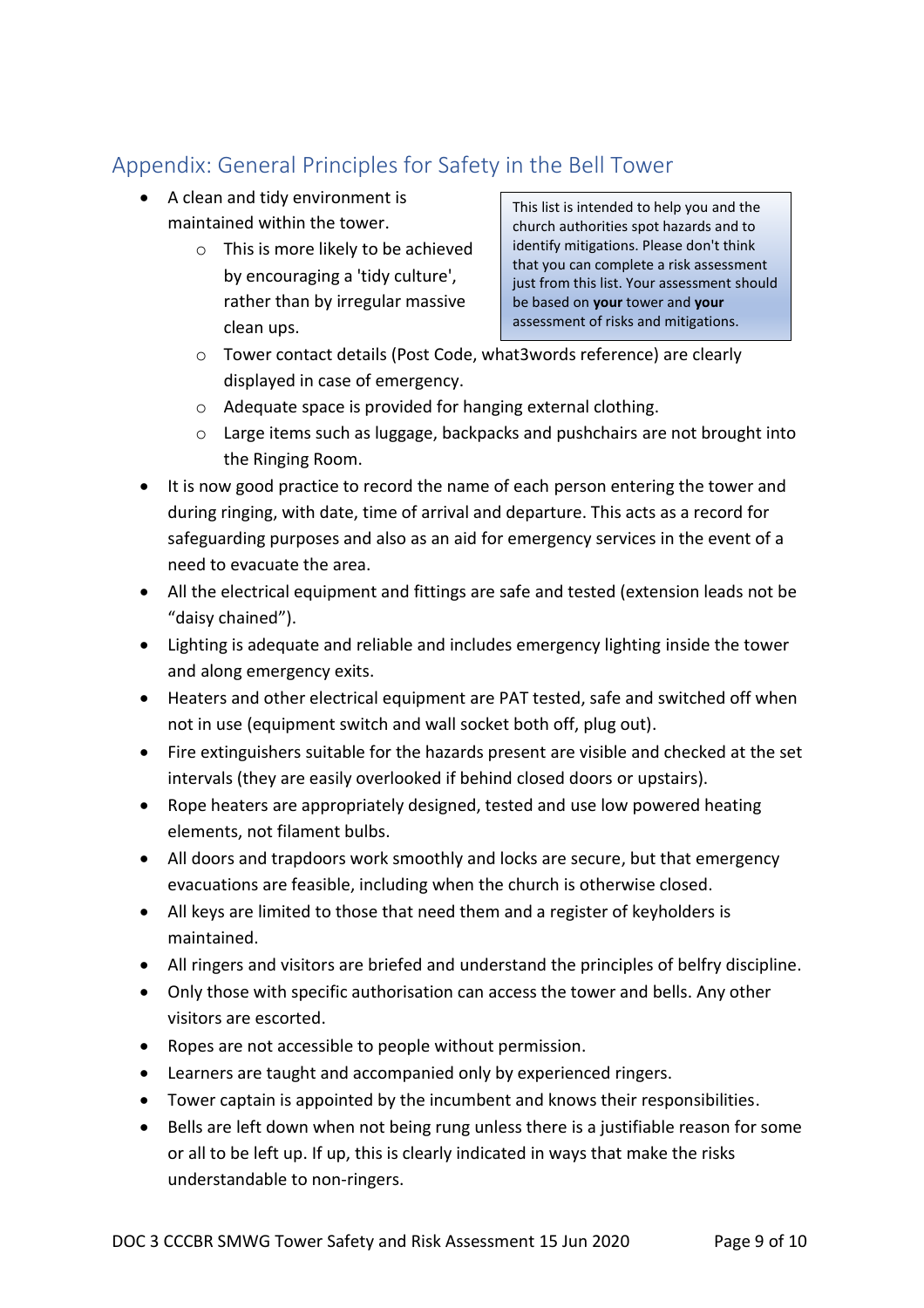## Appendix: General Principles for Safety in the Bell Tower

> This list is intended to help you and the church authorities spot hazards and to identify mitigations. Please don't think that you can complete a risk assessment just from this list. Your assessment should be based on **your** tower and **your** assessment of risks and mitigations.

- A clean and tidy environment is maintained within the tower.
  - This is more likely to be achieved by encouraging a 'tidy culture', rather than by irregular massive clean ups.
  - Tower contact details (Post Code, what3words reference) are clearly displayed in case of emergency.
  - Adequate space is provided for hanging external clothing.
  - Large items such as luggage, backpacks and pushchairs are not brought into the Ringing Room.
- It is now good practice to record the name of each person entering the tower and during ringing, with date, time of arrival and departure. This acts as a record for safeguarding purposes and also as an aid for emergency services in the event of a need to evacuate the area.
- All the electrical equipment and fittings are safe and tested (extension leads not be "daisy chained").
- Lighting is adequate and reliable and includes emergency lighting inside the tower and along emergency exits.
- Heaters and other electrical equipment are PAT tested, safe and switched off when not in use (equipment switch and wall socket both off, plug out).
- Fire extinguishers suitable for the hazards present are visible and checked at the set intervals (they are easily overlooked if behind closed doors or upstairs).
- Rope heaters are appropriately designed, tested and use low powered heating elements, not filament bulbs.
- All doors and trapdoors work smoothly and locks are secure, but that emergency evacuations are feasible, including when the church is otherwise closed.
- All keys are limited to those that need them and a register of keyholders is maintained.
- All ringers and visitors are briefed and understand the principles of belfry discipline.
- Only those with specific authorisation can access the tower and bells. Any other visitors are escorted.
- Ropes are not accessible to people without permission.
- Learners are taught and accompanied only by experienced ringers.
- Tower captain is appointed by the incumbent and knows their responsibilities.
- Bells are left down when not being rung unless there is a justifiable reason for some or all to be left up. If up, this is clearly indicated in ways that make the risks understandable to non-ringers.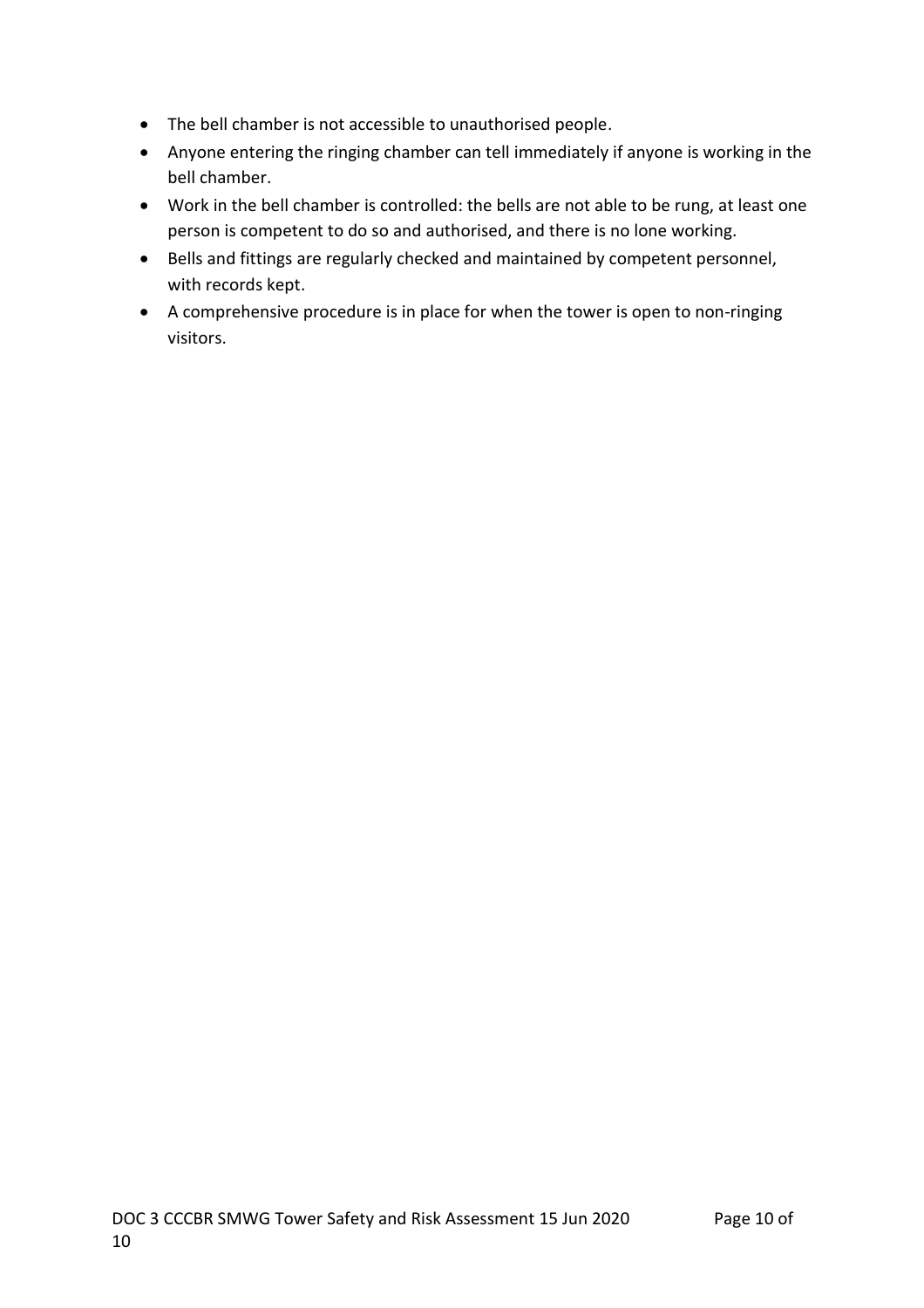- The bell chamber is not accessible to unauthorised people.
- Anyone entering the ringing chamber can tell immediately if anyone is working in the bell chamber.
- Work in the bell chamber is controlled: the bells are not able to be rung, at least one person is competent to do so and authorised, and there is no lone working.
- Bells and fittings are regularly checked and maintained by competent personnel, with records kept.
- A comprehensive procedure is in place for when the tower is open to non-ringing visitors.